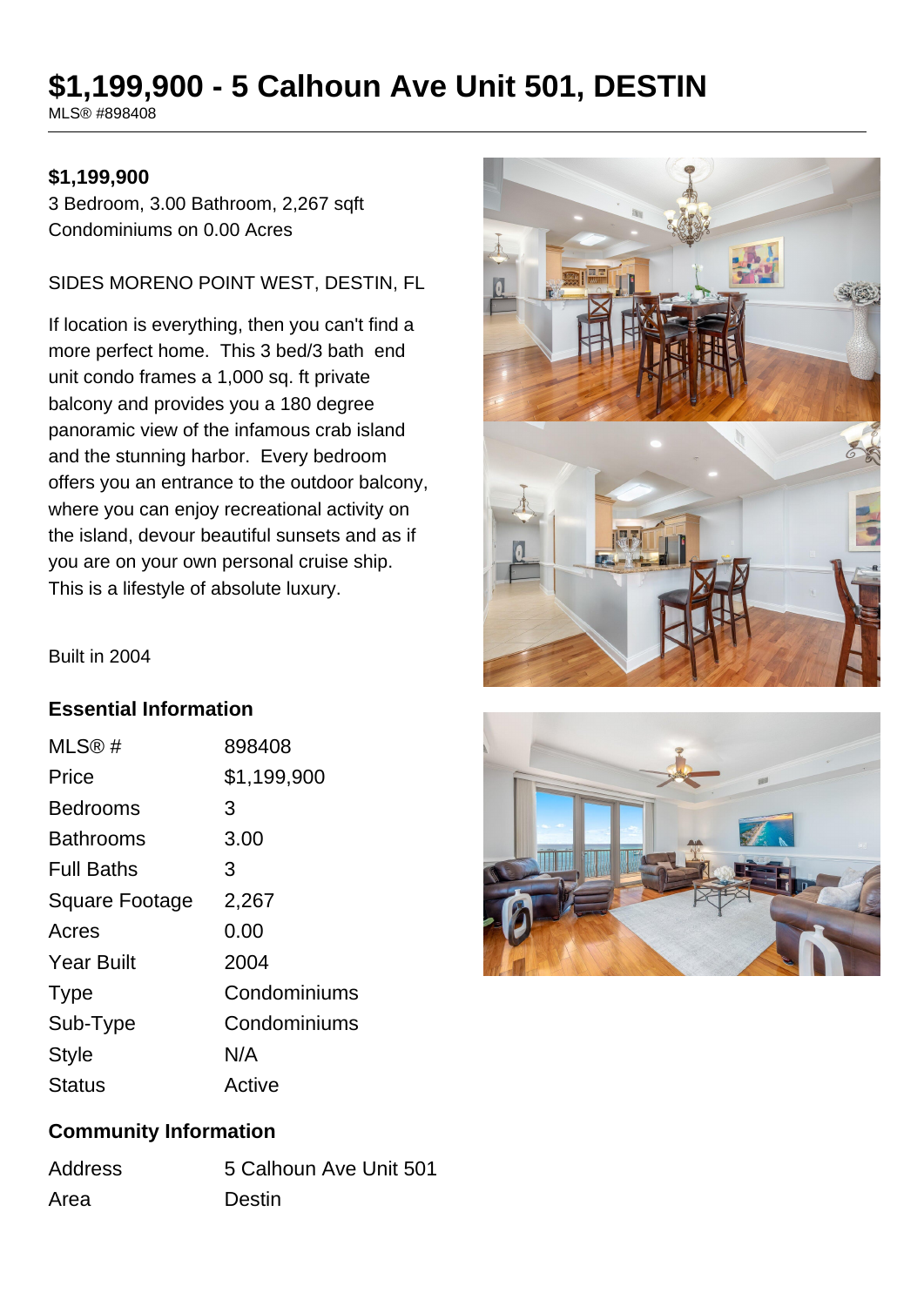# $1,199,900 - 5 Calhoun Ave Unit 501, DESTIN

MLS® #898408

**$1,199,900**

3 Bedroom, 3.00 Bathroom, 2,267 sqft

Condominiums on 0.00 Acres

SIDES MORENO POINT WEST, DESTIN, FL

If location is everything, then you can't find a more perfect home. This 3 bed/3 bath end unit condo frames a 1,000 sq. ft private balcony and provides you a 180 degree panoramic view of the infamous crab island and the stunning harbor. Every bedroom offers you an entrance to the outdoor balcony, where you can enjoy recreational activity on the island, devour beautiful sunsets and as if you are on your own personal cruise ship. This is a lifestyle of absolute luxury.

Built in 2004

## Essential Information

| | |
|---|---|
| MLS® # | 898408 |
| Price | $1,199,900 |
| Bedrooms | 3 |
| Bathrooms | 3.00 |
| Full Baths | 3 |
| Square Footage | 2,267 |
| Acres | 0.00 |
| Year Built | 2004 |
| Type | Condominiums |
| Sub-Type | Condominiums |
| Style | N/A |
| Status | Active |

## Community Information

| | |
|---|---|
| Address | 5 Calhoun Ave Unit 501 |
| Area | Destin |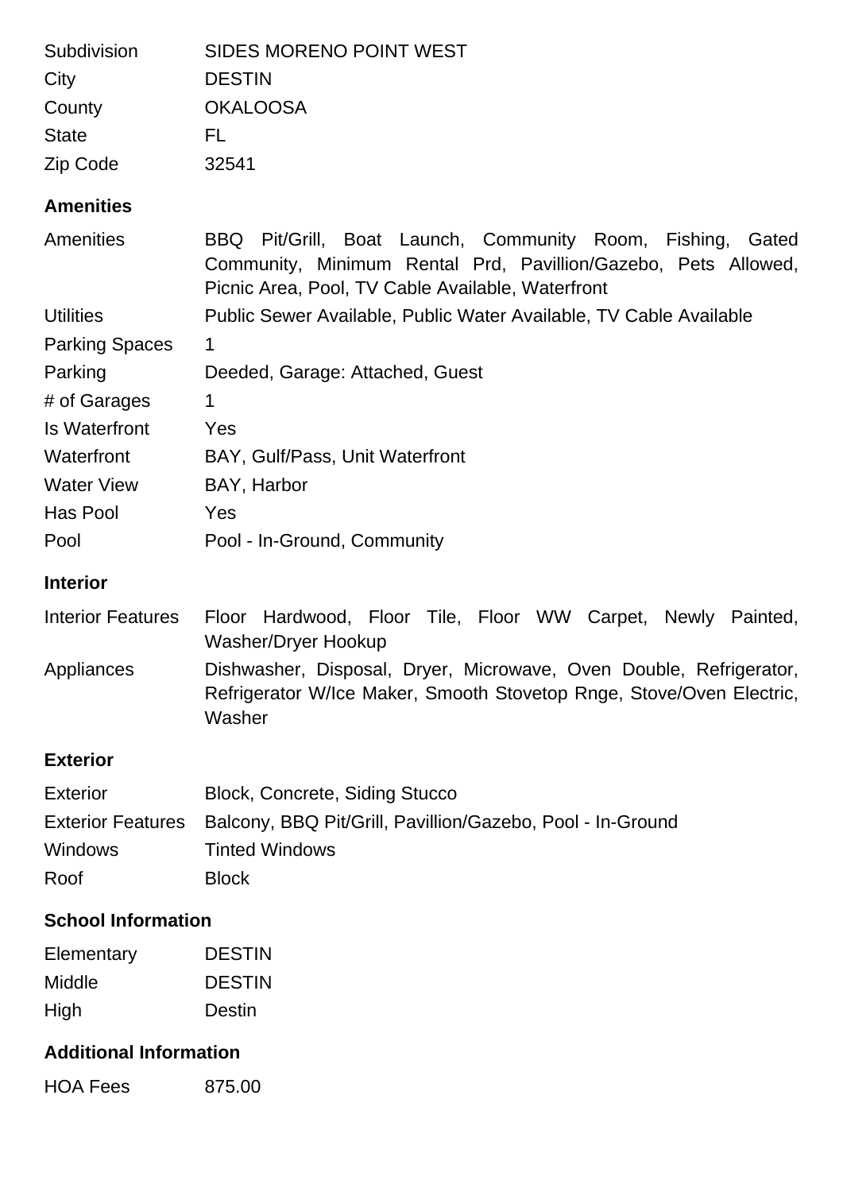| | |
|---|---|
| Subdivision | SIDES MORENO POINT WEST |
| City | DESTIN |
| County | OKALOOSA |
| State | FL |
| Zip Code | 32541 |

## Amenities

| | |
|---|---|
| Amenities | BBQ Pit/Grill, Boat Launch, Community Room, Fishing, Gated Community, Minimum Rental Prd, Pavillion/Gazebo, Pets Allowed, Picnic Area, Pool, TV Cable Available, Waterfront |
| Utilities | Public Sewer Available, Public Water Available, TV Cable Available |
| Parking Spaces | 1 |
| Parking | Deeded, Garage: Attached, Guest |
| # of Garages | 1 |
| Is Waterfront | Yes |
| Waterfront | BAY, Gulf/Pass, Unit Waterfront |
| Water View | BAY, Harbor |
| Has Pool | Yes |
| Pool | Pool - In-Ground, Community |

## Interior

| | |
|---|---|
| Interior Features | Floor Hardwood, Floor Tile, Floor WW Carpet, Newly Painted, Washer/Dryer Hookup |
| Appliances | Dishwasher, Disposal, Dryer, Microwave, Oven Double, Refrigerator, Refrigerator W/Ice Maker, Smooth Stovetop Rnge, Stove/Oven Electric, Washer |

## Exterior

| | |
|---|---|
| Exterior | Block, Concrete, Siding Stucco |
| Exterior Features | Balcony, BBQ Pit/Grill, Pavillion/Gazebo, Pool - In-Ground |
| Windows | Tinted Windows |
| Roof | Block |

## School Information

| | |
|---|---|
| Elementary | DESTIN |
| Middle | DESTIN |
| High | Destin |

## Additional Information

| | |
|---|---|
| HOA Fees | 875.00 |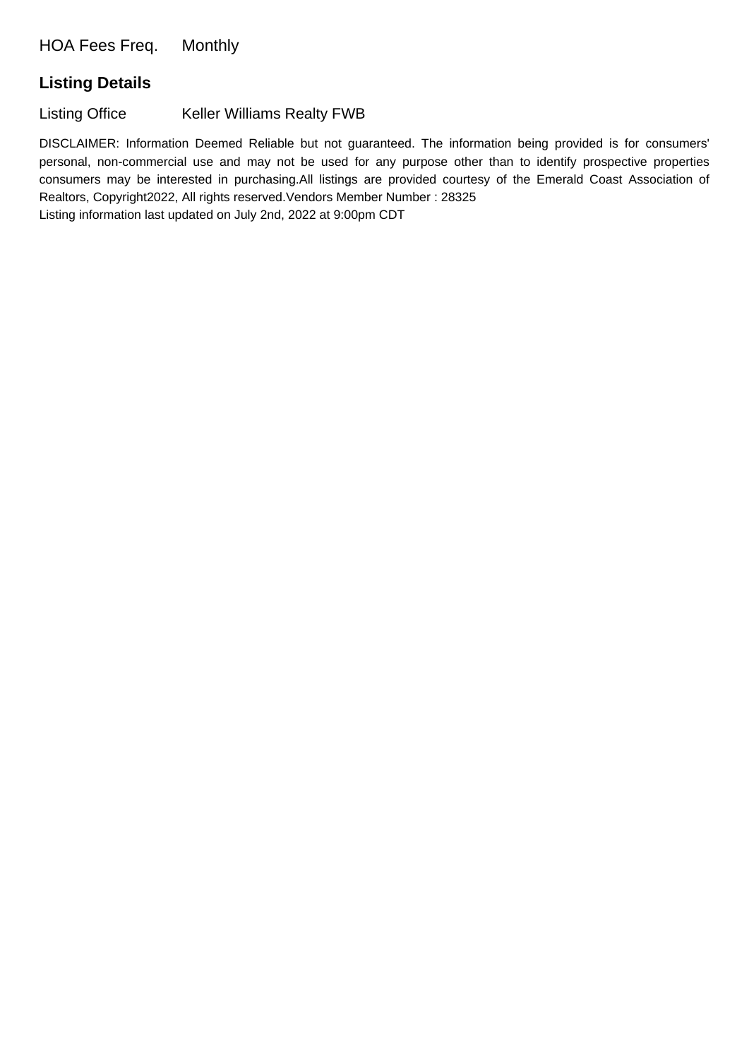HOA Fees Freq. Monthly

## Listing Details

Listing Office Keller Williams Realty FWB

DISCLAIMER: Information Deemed Reliable but not guaranteed. The information being provided is for consumers' personal, non-commercial use and may not be used for any purpose other than to identify prospective properties consumers may be interested in purchasing.All listings are provided courtesy of the Emerald Coast Association of Realtors, Copyright2022, All rights reserved.Vendors Member Number : 28325

Listing information last updated on July 2nd, 2022 at 9:00pm CDT